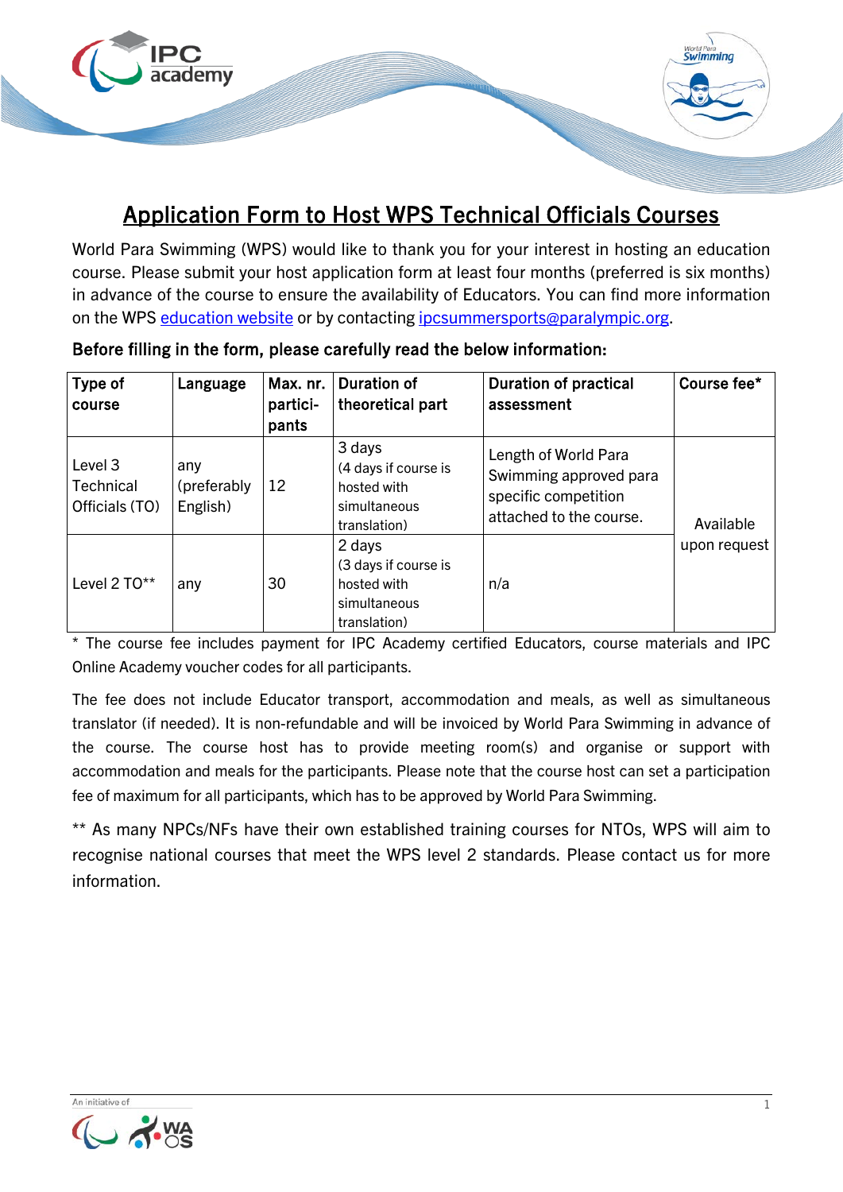# Application Form to Host WPS Technical Officials Courses

World Para Swimming (WPS) would like to thank you for your interest in hosting an education course. Please submit your host application form at least four months (preferred is six months) in advance of the course to ensure the availability of Educators. You can find more information on the WPS education website or by contacting ipcsummersports@paralympic.org.

**Before filling in the form, please carefully read the below information:**

| Type of course | Language | Max. nr. partici-pants | Duration of theoretical part | Duration of practical assessment | Course fee* |
|---|---|---|---|---|---|
| Level 3 Technical Officials (TO) | any (preferably English) | 12 | 3 days (4 days if course is hosted with simultaneous translation) | Length of World Para Swimming approved para specific competition attached to the course. | Available upon request |
| Level 2 TO** | any | 30 | 2 days (3 days if course is hosted with simultaneous translation) | n/a | |

* The course fee includes payment for IPC Academy certified Educators, course materials and IPC Online Academy voucher codes for all participants.

The fee does not include Educator transport, accommodation and meals, as well as simultaneous translator (if needed). It is non-refundable and will be invoiced by World Para Swimming in advance of the course. The course host has to provide meeting room(s) and organise or support with accommodation and meals for the participants. Please note that the course host can set a participation fee of maximum for all participants, which has to be approved by World Para Swimming.

** As many NPCs/NFs have their own established training courses for NTOs, WPS will aim to recognise national courses that meet the WPS level 2 standards. Please contact us for more information.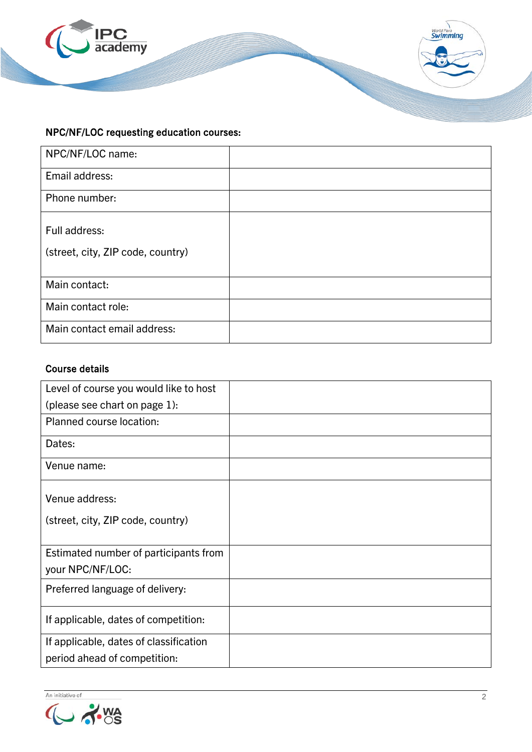**NPC/NF/LOC requesting education courses:**

| | |
|---|---|
| NPC/NF/LOC name: | |
| Email address: | |
| Phone number: | |
| Full address:<br>(street, city, ZIP code, country) | |
| Main contact: | |
| Main contact role: | |
| Main contact email address: | |

**Course details**

| | |
|---|---|
| Level of course you would like to host (please see chart on page 1): | |
| Planned course location: | |
| Dates: | |
| Venue name: | |
| Venue address:<br>(street, city, ZIP code, country) | |
| Estimated number of participants from your NPC/NF/LOC: | |
| Preferred language of delivery: | |
| If applicable, dates of competition: | |
| If applicable, dates of classification period ahead of competition: | |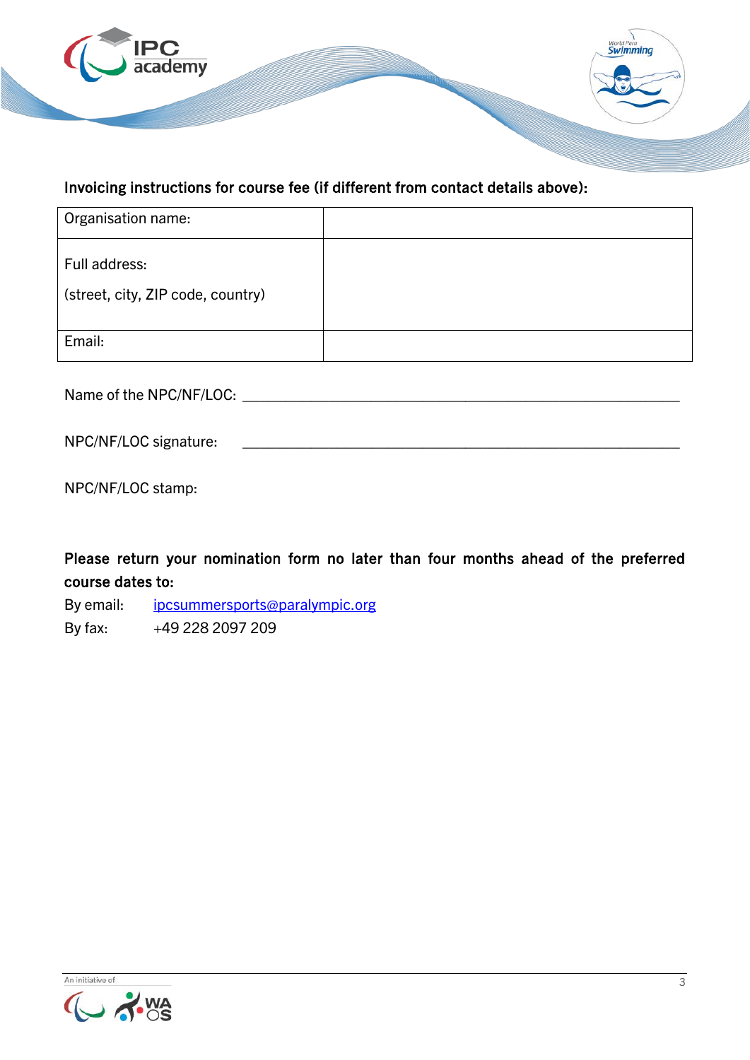**Invoicing instructions for course fee (if different from contact details above):**

| | |
|---|---|
| Organisation name: | |
| Full address:<br>(street, city, ZIP code, country) | |
| Email: | |

Name of the NPC/NF/LOC: ____________________________________________________

NPC/NF/LOC signature: ____________________________________________________

NPC/NF/LOC stamp:

**Please return your nomination form no later than four months ahead of the preferred course dates to:**

By email: ipcsummersports@paralympic.org

By fax: +49 228 2097 209